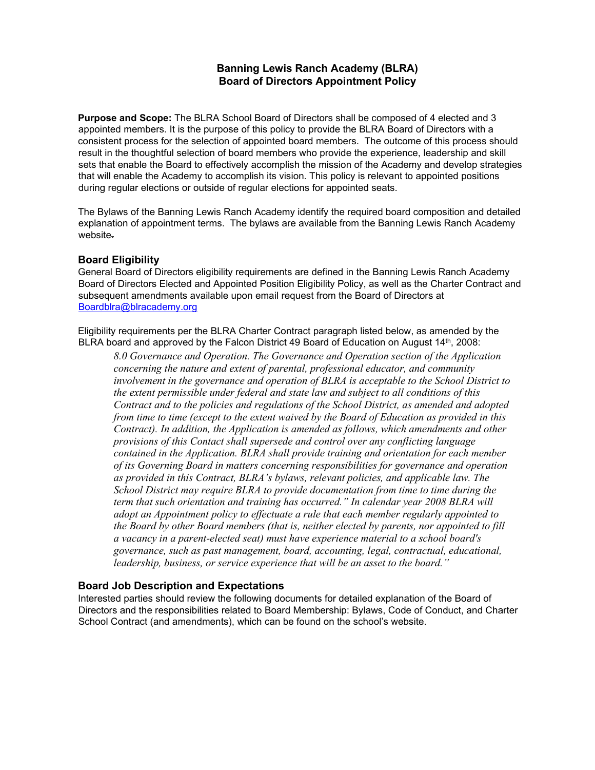# Banning Lewis Ranch Academy (BLRA)
# Board of Directors Appointment Policy

**Purpose and Scope:** The BLRA School Board of Directors shall be composed of 4 elected and 3 appointed members. It is the purpose of this policy to provide the BLRA Board of Directors with a consistent process for the selection of appointed board members. The outcome of this process should result in the thoughtful selection of board members who provide the experience, leadership and skill sets that enable the Board to effectively accomplish the mission of the Academy and develop strategies that will enable the Academy to accomplish its vision. This policy is relevant to appointed positions during regular elections or outside of regular elections for appointed seats.

The Bylaws of the Banning Lewis Ranch Academy identify the required board composition and detailed explanation of appointment terms. The bylaws are available from the Banning Lewis Ranch Academy website.

## Board Eligibility

General Board of Directors eligibility requirements are defined in the Banning Lewis Ranch Academy Board of Directors Elected and Appointed Position Eligibility Policy, as well as the Charter Contract and subsequent amendments available upon email request from the Board of Directors at Boardblra@blracademy.org

Eligibility requirements per the BLRA Charter Contract paragraph listed below, as amended by the BLRA board and approved by the Falcon District 49 Board of Education on August 14th, 2008:

> *8.0 Governance and Operation. The Governance and Operation section of the Application concerning the nature and extent of parental, professional educator, and community involvement in the governance and operation of BLRA is acceptable to the School District to the extent permissible under federal and state law and subject to all conditions of this Contract and to the policies and regulations of the School District, as amended and adopted from time to time (except to the extent waived by the Board of Education as provided in this Contract). In addition, the Application is amended as follows, which amendments and other provisions of this Contact shall supersede and control over any conflicting language contained in the Application. BLRA shall provide training and orientation for each member of its Governing Board in matters concerning responsibilities for governance and operation as provided in this Contract, BLRA's bylaws, relevant policies, and applicable law. The School District may require BLRA to provide documentation from time to time during the term that such orientation and training has occurred." In calendar year 2008 BLRA will adopt an Appointment policy to effectuate a rule that each member regularly appointed to the Board by other Board members (that is, neither elected by parents, nor appointed to fill a vacancy in a parent-elected seat) must have experience material to a school board's governance, such as past management, board, accounting, legal, contractual, educational, leadership, business, or service experience that will be an asset to the board."*

## Board Job Description and Expectations

Interested parties should review the following documents for detailed explanation of the Board of Directors and the responsibilities related to Board Membership: Bylaws, Code of Conduct, and Charter School Contract (and amendments), which can be found on the school's website.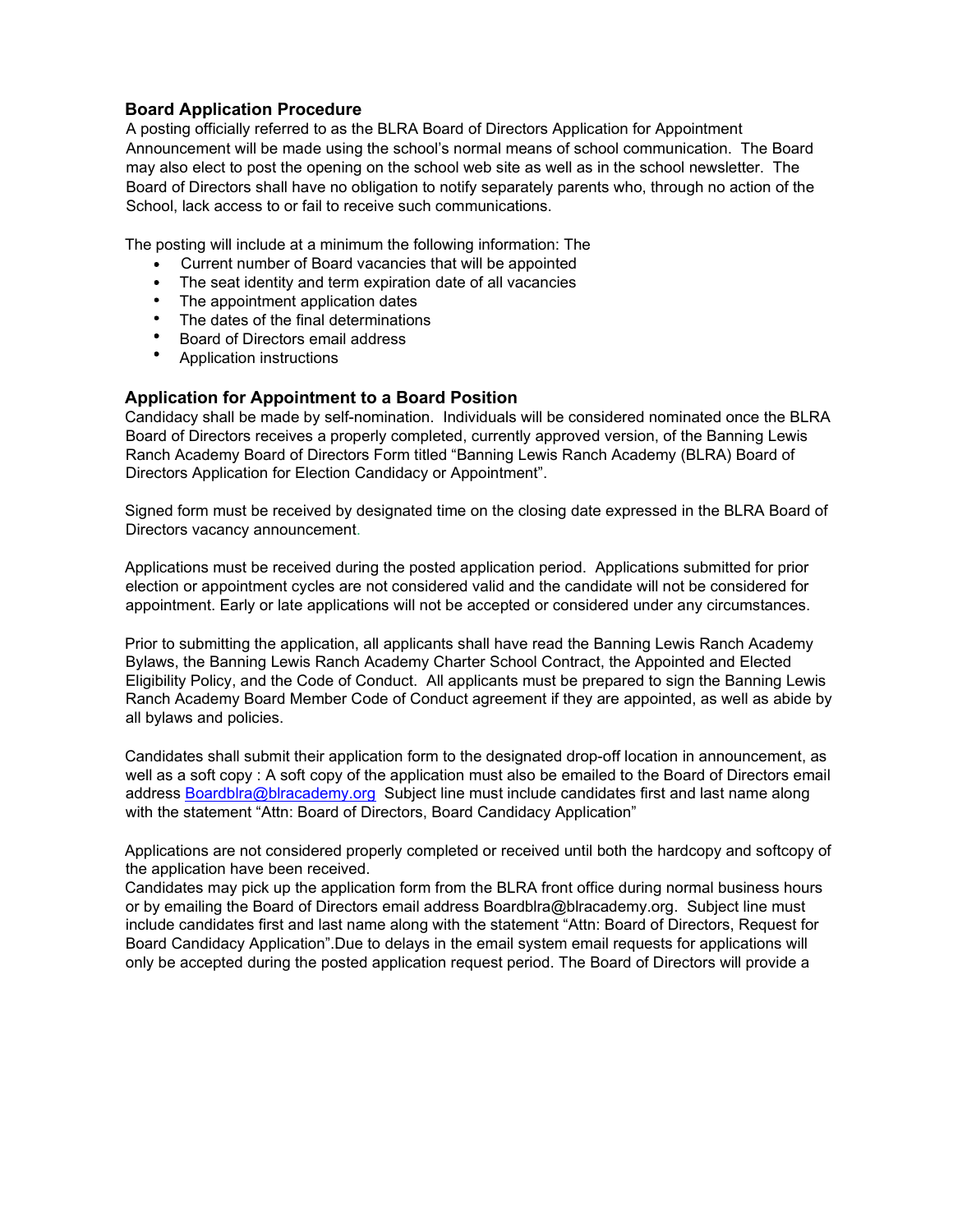## Board Application Procedure

A posting officially referred to as the BLRA Board of Directors Application for Appointment Announcement will be made using the school's normal means of school communication. The Board may also elect to post the opening on the school web site as well as in the school newsletter. The Board of Directors shall have no obligation to notify separately parents who, through no action of the School, lack access to or fail to receive such communications.

The posting will include at a minimum the following information: The

- Current number of Board vacancies that will be appointed
- The seat identity and term expiration date of all vacancies
- The appointment application dates
- The dates of the final determinations
- Board of Directors email address
- Application instructions

## Application for Appointment to a Board Position

Candidacy shall be made by self-nomination. Individuals will be considered nominated once the BLRA Board of Directors receives a properly completed, currently approved version, of the Banning Lewis Ranch Academy Board of Directors Form titled "Banning Lewis Ranch Academy (BLRA) Board of Directors Application for Election Candidacy or Appointment".

Signed form must be received by designated time on the closing date expressed in the BLRA Board of Directors vacancy announcement.

Applications must be received during the posted application period. Applications submitted for prior election or appointment cycles are not considered valid and the candidate will not be considered for appointment. Early or late applications will not be accepted or considered under any circumstances.

Prior to submitting the application, all applicants shall have read the Banning Lewis Ranch Academy Bylaws, the Banning Lewis Ranch Academy Charter School Contract, the Appointed and Elected Eligibility Policy, and the Code of Conduct. All applicants must be prepared to sign the Banning Lewis Ranch Academy Board Member Code of Conduct agreement if they are appointed, as well as abide by all bylaws and policies.

Candidates shall submit their application form to the designated drop-off location in announcement, as well as a soft copy : A soft copy of the application must also be emailed to the Board of Directors email address Boardblra@blracademy.org Subject line must include candidates first and last name along with the statement "Attn: Board of Directors, Board Candidacy Application"

Applications are not considered properly completed or received until both the hardcopy and softcopy of the application have been received.

Candidates may pick up the application form from the BLRA front office during normal business hours or by emailing the Board of Directors email address Boardblra@blracademy.org. Subject line must include candidates first and last name along with the statement "Attn: Board of Directors, Request for Board Candidacy Application".Due to delays in the email system email requests for applications will only be accepted during the posted application request period. The Board of Directors will provide a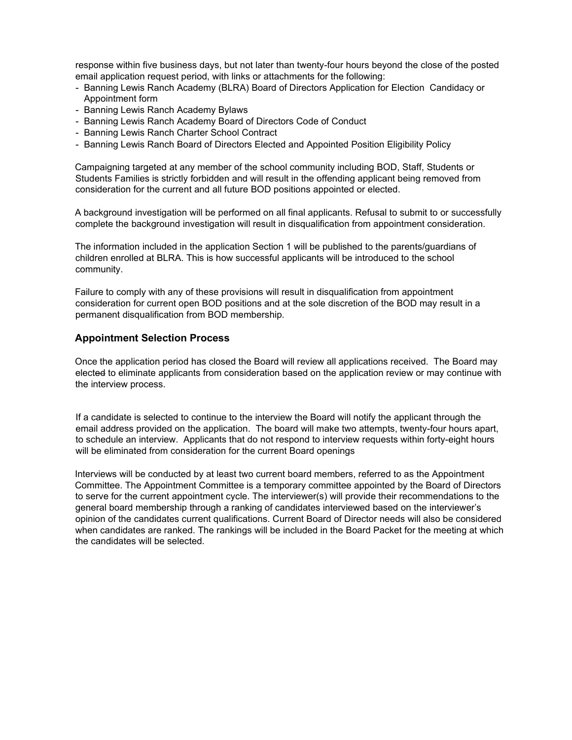response within five business days, but not later than twenty-four hours beyond the close of the posted email application request period, with links or attachments for the following:

- Banning Lewis Ranch Academy (BLRA) Board of Directors Application for Election Candidacy or Appointment form
- Banning Lewis Ranch Academy Bylaws
- Banning Lewis Ranch Academy Board of Directors Code of Conduct
- Banning Lewis Ranch Charter School Contract
- Banning Lewis Ranch Board of Directors Elected and Appointed Position Eligibility Policy

Campaigning targeted at any member of the school community including BOD, Staff, Students or Students Families is strictly forbidden and will result in the offending applicant being removed from consideration for the current and all future BOD positions appointed or elected.

A background investigation will be performed on all final applicants. Refusal to submit to or successfully complete the background investigation will result in disqualification from appointment consideration.

The information included in the application Section 1 will be published to the parents/guardians of children enrolled at BLRA. This is how successful applicants will be introduced to the school community.

Failure to comply with any of these provisions will result in disqualification from appointment consideration for current open BOD positions and at the sole discretion of the BOD may result in a permanent disqualification from BOD membership.

## Appointment Selection Process

Once the application period has closed the Board will review all applications received. The Board may elect~~ed~~ to eliminate applicants from consideration based on the application review or may continue with the interview process.

If a candidate is selected to continue to the interview the Board will notify the applicant through the email address provided on the application. The board will make two attempts, twenty-four hours apart, to schedule an interview. Applicants that do not respond to interview requests within forty-eight hours will be eliminated from consideration for the current Board openings

Interviews will be conducted by at least two current board members, referred to as the Appointment Committee. The Appointment Committee is a temporary committee appointed by the Board of Directors to serve for the current appointment cycle. The interviewer(s) will provide their recommendations to the general board membership through a ranking of candidates interviewed based on the interviewer's opinion of the candidates current qualifications. Current Board of Director needs will also be considered when candidates are ranked. The rankings will be included in the Board Packet for the meeting at which the candidates will be selected.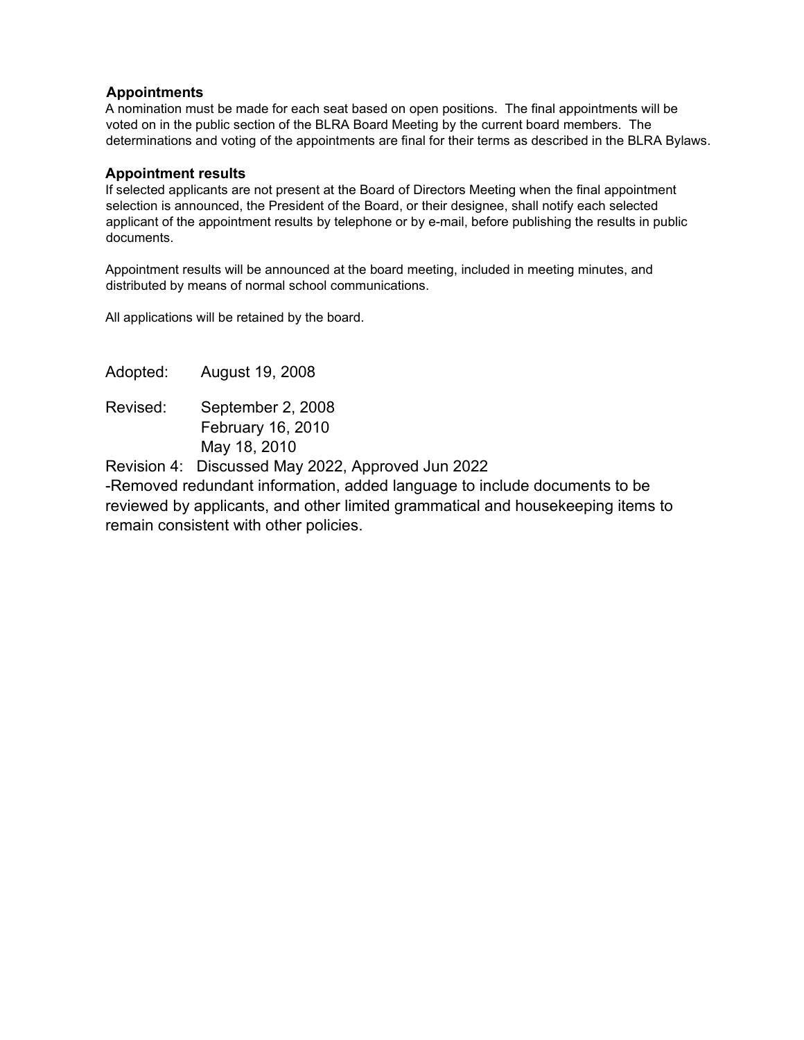**Appointments**

A nomination must be made for each seat based on open positions. The final appointments will be voted on in the public section of the BLRA Board Meeting by the current board members. The determinations and voting of the appointments are final for their terms as described in the BLRA Bylaws.

**Appointment results**

If selected applicants are not present at the Board of Directors Meeting when the final appointment selection is announced, the President of the Board, or their designee, shall notify each selected applicant of the appointment results by telephone or by e-mail, before publishing the results in public documents.

Appointment results will be announced at the board meeting, included in meeting minutes, and distributed by means of normal school communications.

All applications will be retained by the board.

Adopted: August 19, 2008

Revised: September 2, 2008
February 16, 2010
May 18, 2010

Revision 4: Discussed May 2022, Approved Jun 2022
-Removed redundant information, added language to include documents to be reviewed by applicants, and other limited grammatical and housekeeping items to remain consistent with other policies.